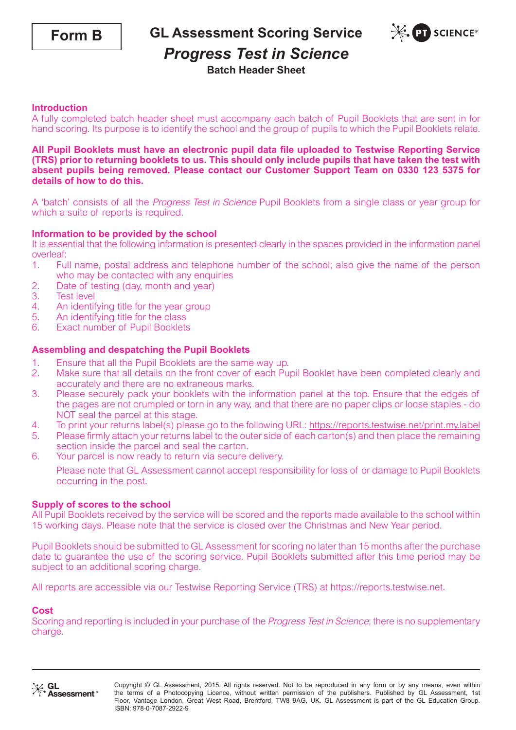**Form B**

# GL Assessment Scoring Service

## *Progress Test in Science*

### Batch Header Sheet

### Introduction

A fully completed batch header sheet must accompany each batch of Pupil Booklets that are sent in for hand scoring. Its purpose is to identify the school and the group of pupils to which the Pupil Booklets relate.

**All Pupil Booklets must have an electronic pupil data file uploaded to Testwise Reporting Service (TRS) prior to returning booklets to us. This should only include pupils that have taken the test with absent pupils being removed. Please contact our Customer Support Team on 0330 123 5375 for details of how to do this.**

A 'batch' consists of all the *Progress Test in Science* Pupil Booklets from a single class or year group for which a suite of reports is required.

### Information to be provided by the school

It is essential that the following information is presented clearly in the spaces provided in the information panel overleaf:

1. Full name, postal address and telephone number of the school; also give the name of the person who may be contacted with any enquiries
2. Date of testing (day, month and year)
3. Test level
4. An identifying title for the year group
5. An identifying title for the class
6. Exact number of Pupil Booklets

### Assembling and despatching the Pupil Booklets

1. Ensure that all the Pupil Booklets are the same way up.
2. Make sure that all details on the front cover of each Pupil Booklet have been completed clearly and accurately and there are no extraneous marks.
3. Please securely pack your booklets with the information panel at the top. Ensure that the edges of the pages are not crumpled or torn in any way, and that there are no paper clips or loose staples - do NOT seal the parcel at this stage.
4. To print your returns label(s) please go to the following URL: https://reports.testwise.net/print.my.label
5. Please firmly attach your returns label to the outer side of each carton(s) and then place the remaining section inside the parcel and seal the carton.
6. Your parcel is now ready to return via secure delivery.

   Please note that GL Assessment cannot accept responsibility for loss of or damage to Pupil Booklets occurring in the post.

### Supply of scores to the school

All Pupil Booklets received by the service will be scored and the reports made available to the school within 15 working days. Please note that the service is closed over the Christmas and New Year period.

Pupil Booklets should be submitted to GL Assessment for scoring no later than 15 months after the purchase date to guarantee the use of the scoring service. Pupil Booklets submitted after this time period may be subject to an additional scoring charge.

All reports are accessible via our Testwise Reporting Service (TRS) at https://reports.testwise.net.

### Cost

Scoring and reporting is included in your purchase of the *Progress Test in Science*; there is no supplementary charge.

Copyright © GL Assessment, 2015. All rights reserved. Not to be reproduced in any form or by any means, even within the terms of a Photocopying Licence, without written permission of the publishers. Published by GL Assessment, 1st Floor, Vantage London, Great West Road, Brentford, TW8 9AG, UK. GL Assessment is part of the GL Education Group. ISBN: 978-0-7087-2922-9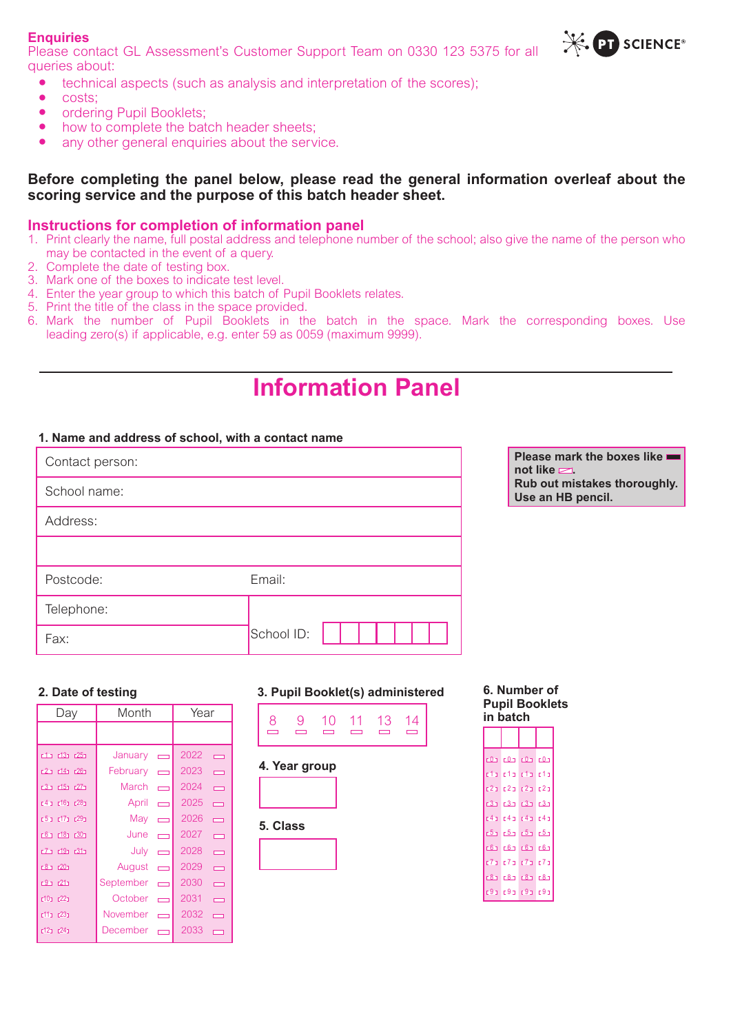**Enquiries**

Please contact GL Assessment's Customer Support Team on 0330 123 5375 for all queries about:

- technical aspects (such as analysis and interpretation of the scores);
- costs;
- ordering Pupil Booklets;
- how to complete the batch header sheets;
- any other general enquiries about the service.

PT SCIENCE®

**Before completing the panel below, please read the general information overleaf about the scoring service and the purpose of this batch header sheet.**

## Instructions for completion of information panel

1. Print clearly the name, full postal address and telephone number of the school; also give the name of the person who may be contacted in the event of a query.
2. Complete the date of testing box.
3. Mark one of the boxes to indicate test level.
4. Enter the year group to which this batch of Pupil Booklets relates.
5. Print the title of the class in the space provided.
6. Mark the number of Pupil Booklets in the batch in the space. Mark the corresponding boxes. Use leading zero(s) if applicable, e.g. enter 59 as 0059 (maximum 9999).

# Information Panel

**1. Name and address of school, with a contact name**

| | |
|---|---|
| Contact person: | |
| School name: | |
| Address: | |
| | |
| Postcode: | Email: |
| Telephone: | |
| Fax: | School ID: |

**Please mark the boxes like ▬ not like ▭. Rub out mistakes thoroughly. Use an HB pencil.**

**2. Date of testing**

| Day | | | Month | Year |
|---|---|---|---|---|
| 1 | 13 | 25 | January | 2022 |
| 2 | 14 | 26 | February | 2023 |
| 3 | 15 | 27 | March | 2024 |
| 4 | 16 | 28 | April | 2025 |
| 5 | 17 | 29 | May | 2026 |
| 6 | 18 | 30 | June | 2027 |
| 7 | 19 | 31 | July | 2028 |
| 8 | 20 | | August | 2029 |
| 9 | 21 | | September | 2030 |
| 10 | 22 | | October | 2031 |
| 11 | 23 | | November | 2032 |
| 12 | 24 | | December | 2033 |

**3. Pupil Booklet(s) administered**

8 9 10 11 13 14

**4. Year group**

**5. Class**

**6. Number of Pupil Booklets in batch**

| | | | |
|---|---|---|---|
| 0 | 0 | 0 | 0 |
| 1 | 1 | 1 | 1 |
| 2 | 2 | 2 | 2 |
| 3 | 3 | 3 | 3 |
| 4 | 4 | 4 | 4 |
| 5 | 5 | 5 | 5 |
| 6 | 6 | 6 | 6 |
| 7 | 7 | 7 | 7 |
| 8 | 8 | 8 | 8 |
| 9 | 9 | 9 | 9 |